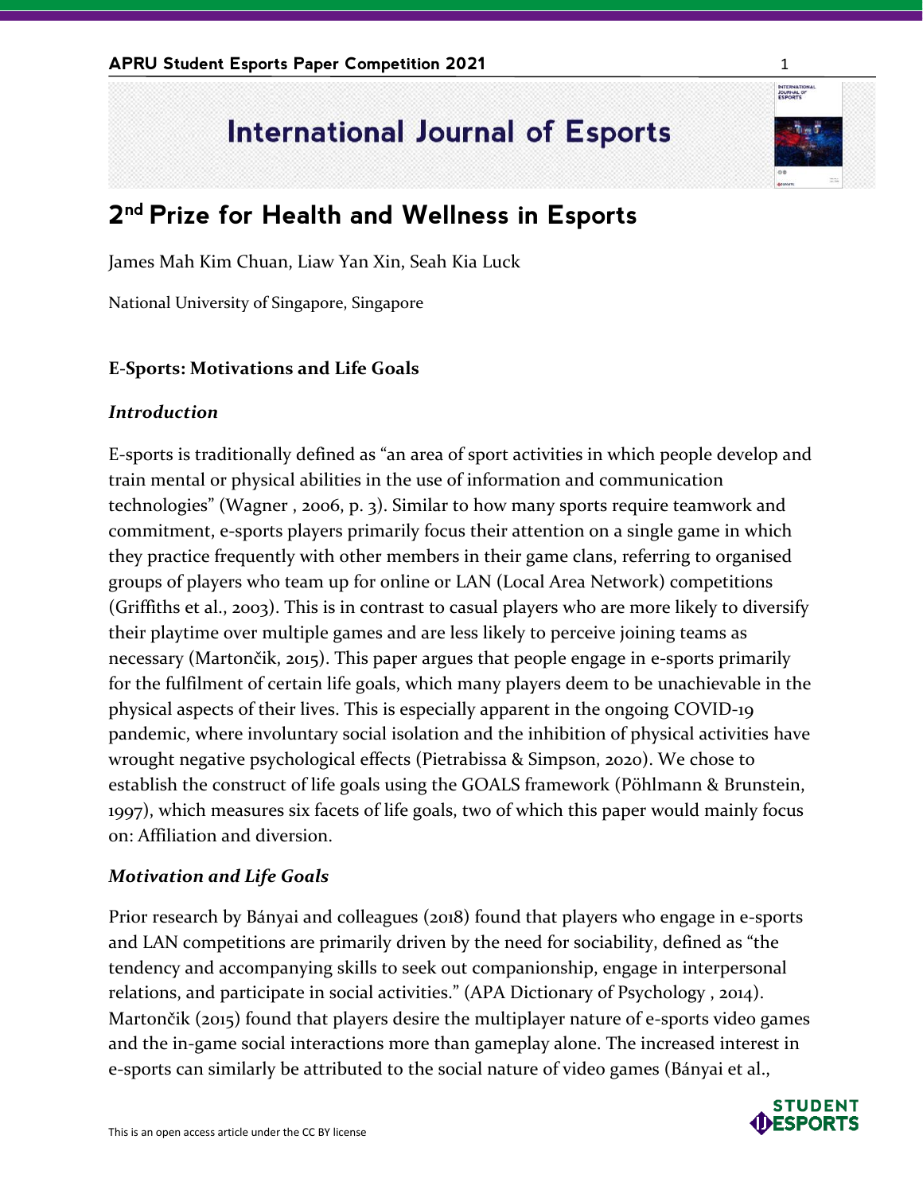# International Journal of Esports

## 2nd Prize for Health and Wellness in Esports

James Mah Kim Chuan, Liaw Yan Xin, Seah Kia Luck

National University of Singapore, Singapore

### E-Sports: Motivations and Life Goals

#### *Introduction*

E-sports is traditionally defined as “an area of sport activities in which people develop and train mental or physical abilities in the use of information and communication technologies” (Wagner , 2006, p. 3). Similar to how many sports require teamwork and commitment, e-sports players primarily focus their attention on a single game in which they practice frequently with other members in their game clans, referring to organised groups of players who team up for online or LAN (Local Area Network) competitions (Griffiths et al., 2003). This is in contrast to casual players who are more likely to diversify their playtime over multiple games and are less likely to perceive joining teams as necessary (Martončik, 2015). This paper argues that people engage in e-sports primarily for the fulfilment of certain life goals, which many players deem to be unachievable in the physical aspects of their lives. This is especially apparent in the ongoing COVID-19 pandemic, where involuntary social isolation and the inhibition of physical activities have wrought negative psychological effects (Pietrabissa & Simpson, 2020). We chose to establish the construct of life goals using the GOALS framework (Pöhlmann & Brunstein, 1997), which measures six facets of life goals, two of which this paper would mainly focus on: Affiliation and diversion.

#### *Motivation and Life Goals*

Prior research by Bányai and colleagues (2018) found that players who engage in e-sports and LAN competitions are primarily driven by the need for sociability, defined as “the tendency and accompanying skills to seek out companionship, engage in interpersonal relations, and participate in social activities.” (APA Dictionary of Psychology , 2014). Martončik (2015) found that players desire the multiplayer nature of e-sports video games and the in-game social interactions more than gameplay alone. The increased interest in e-sports can similarly be attributed to the social nature of video games (Bányai et al.,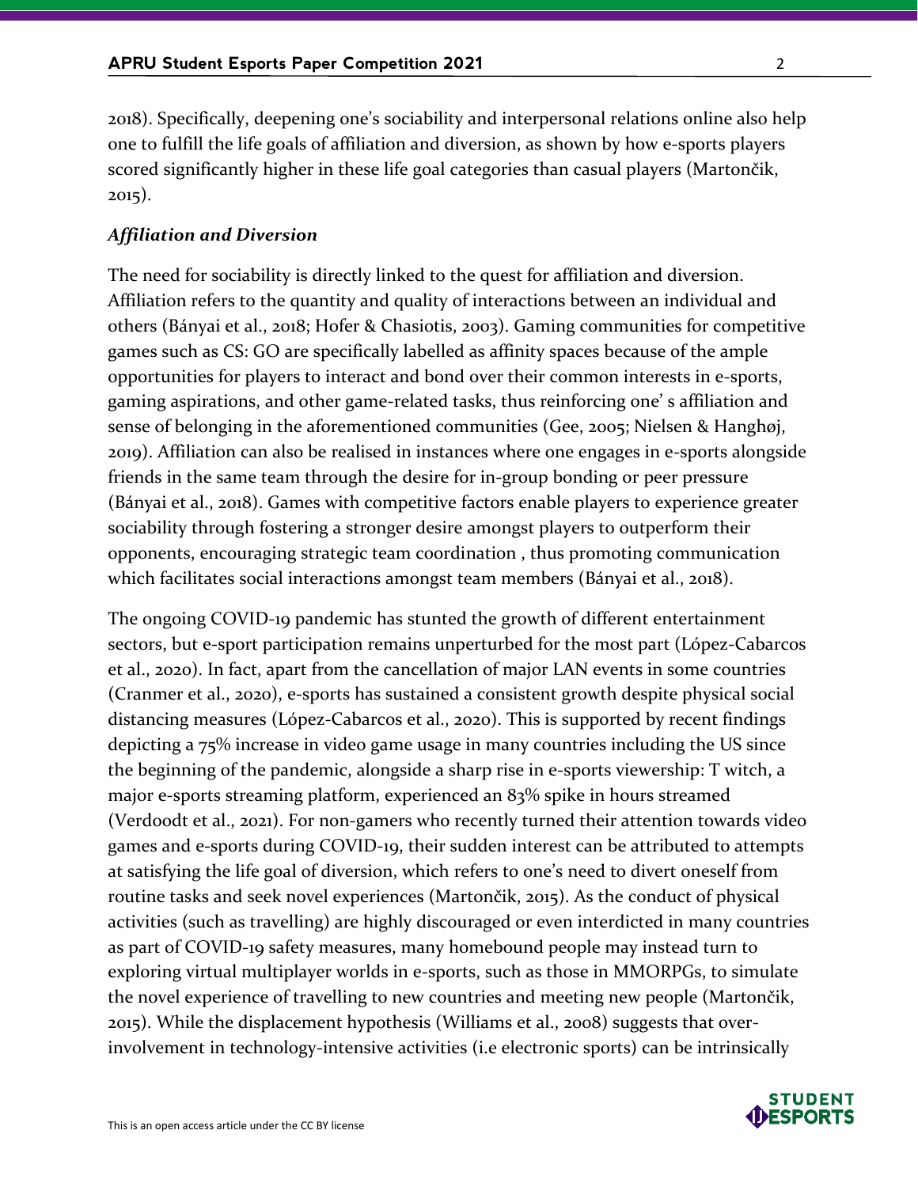2018). Specifically, deepening one's sociability and interpersonal relations online also help one to fulfill the life goals of affiliation and diversion, as shown by how e-sports players scored significantly higher in these life goal categories than casual players (Martončik, 2015).

### *Affiliation and Diversion*

The need for sociability is directly linked to the quest for affiliation and diversion. Affiliation refers to the quantity and quality of interactions between an individual and others (Bányai et al., 2018; Hofer & Chasiotis, 2003). Gaming communities for competitive games such as CS: GO are specifically labelled as affinity spaces because of the ample opportunities for players to interact and bond over their common interests in e-sports, gaming aspirations, and other game-related tasks, thus reinforcing one' s affiliation and sense of belonging in the aforementioned communities (Gee, 2005; Nielsen & Hanghøj, 2019). Affiliation can also be realised in instances where one engages in e-sports alongside friends in the same team through the desire for in-group bonding or peer pressure (Bányai et al., 2018). Games with competitive factors enable players to experience greater sociability through fostering a stronger desire amongst players to outperform their opponents, encouraging strategic team coordination , thus promoting communication which facilitates social interactions amongst team members (Bányai et al., 2018).

The ongoing COVID-19 pandemic has stunted the growth of different entertainment sectors, but e-sport participation remains unperturbed for the most part (López-Cabarcos et al., 2020). In fact, apart from the cancellation of major LAN events in some countries (Cranmer et al., 2020), e-sports has sustained a consistent growth despite physical social distancing measures (López-Cabarcos et al., 2020). This is supported by recent findings depicting a 75% increase in video game usage in many countries including the US since the beginning of the pandemic, alongside a sharp rise in e-sports viewership: T witch, a major e-sports streaming platform, experienced an 83% spike in hours streamed (Verdoodt et al., 2021). For non-gamers who recently turned their attention towards video games and e-sports during COVID-19, their sudden interest can be attributed to attempts at satisfying the life goal of diversion, which refers to one's need to divert oneself from routine tasks and seek novel experiences (Martončik, 2015). As the conduct of physical activities (such as travelling) are highly discouraged or even interdicted in many countries as part of COVID-19 safety measures, many homebound people may instead turn to exploring virtual multiplayer worlds in e-sports, such as those in MMORPGs, to simulate the novel experience of travelling to new countries and meeting new people (Martončik, 2015). While the displacement hypothesis (Williams et al., 2008) suggests that over-involvement in technology-intensive activities (i.e electronic sports) can be intrinsically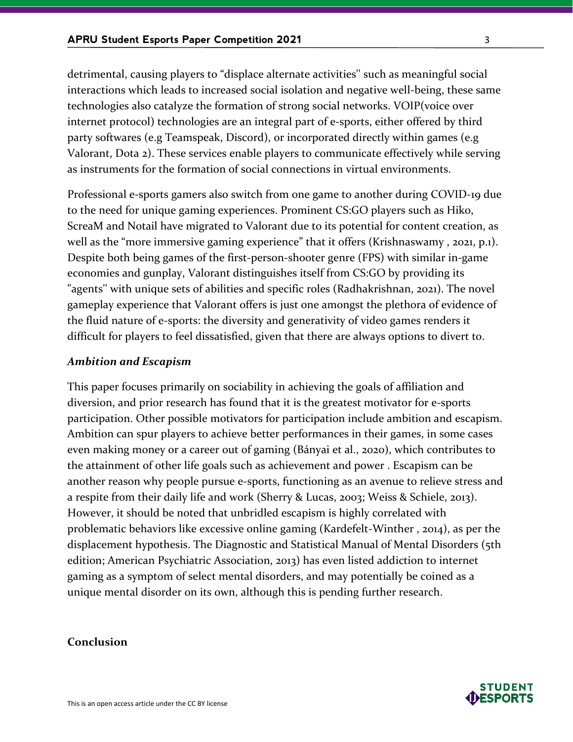detrimental, causing players to "displace alternate activities'' such as meaningful social interactions which leads to increased social isolation and negative well-being, these same technologies also catalyze the formation of strong social networks. VOIP(voice over internet protocol) technologies are an integral part of e-sports, either offered by third party softwares (e.g Teamspeak, Discord), or incorporated directly within games (e.g Valorant, Dota 2). These services enable players to communicate effectively while serving as instruments for the formation of social connections in virtual environments.

Professional e-sports gamers also switch from one game to another during COVID-19 due to the need for unique gaming experiences. Prominent CS:GO players such as Hiko, ScreaM and Notail have migrated to Valorant due to its potential for content creation, as well as the "more immersive gaming experience" that it offers (Krishnaswamy , 2021, p.1). Despite both being games of the first-person-shooter genre (FPS) with similar in-game economies and gunplay, Valorant distinguishes itself from CS:GO by providing its "agents'' with unique sets of abilities and specific roles (Radhakrishnan, 2021). The novel gameplay experience that Valorant offers is just one amongst the plethora of evidence of the fluid nature of e-sports: the diversity and generativity of video games renders it difficult for players to feel dissatisfied, given that there are always options to divert to.

### *Ambition and Escapism*

This paper focuses primarily on sociability in achieving the goals of affiliation and diversion, and prior research has found that it is the greatest motivator for e-sports participation. Other possible motivators for participation include ambition and escapism. Ambition can spur players to achieve better performances in their games, in some cases even making money or a career out of gaming (Bányai et al., 2020), which contributes to the attainment of other life goals such as achievement and power . Escapism can be another reason why people pursue e-sports, functioning as an avenue to relieve stress and a respite from their daily life and work (Sherry & Lucas, 2003; Weiss & Schiele, 2013). However, it should be noted that unbridled escapism is highly correlated with problematic behaviors like excessive online gaming (Kardefelt-Winther , 2014), as per the displacement hypothesis. The Diagnostic and Statistical Manual of Mental Disorders (5th edition; American Psychiatric Association, 2013) has even listed addiction to internet gaming as a symptom of select mental disorders, and may potentially be coined as a unique mental disorder on its own, although this is pending further research.

## Conclusion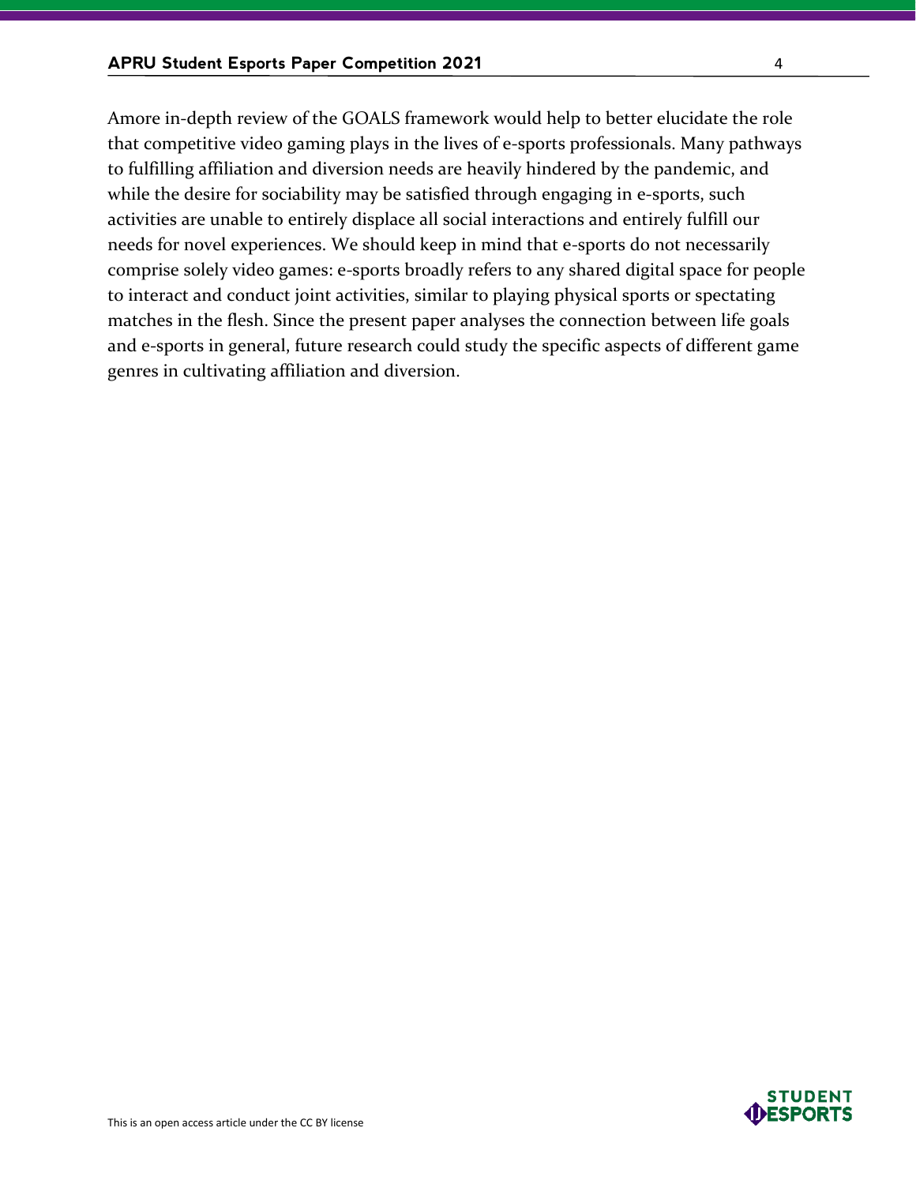Amore in-depth review of the GOALS framework would help to better elucidate the role that competitive video gaming plays in the lives of e-sports professionals. Many pathways to fulfilling affiliation and diversion needs are heavily hindered by the pandemic, and while the desire for sociability may be satisfied through engaging in e-sports, such activities are unable to entirely displace all social interactions and entirely fulfill our needs for novel experiences. We should keep in mind that e-sports do not necessarily comprise solely video games: e-sports broadly refers to any shared digital space for people to interact and conduct joint activities, similar to playing physical sports or spectating matches in the flesh. Since the present paper analyses the connection between life goals and e-sports in general, future research could study the specific aspects of different game genres in cultivating affiliation and diversion.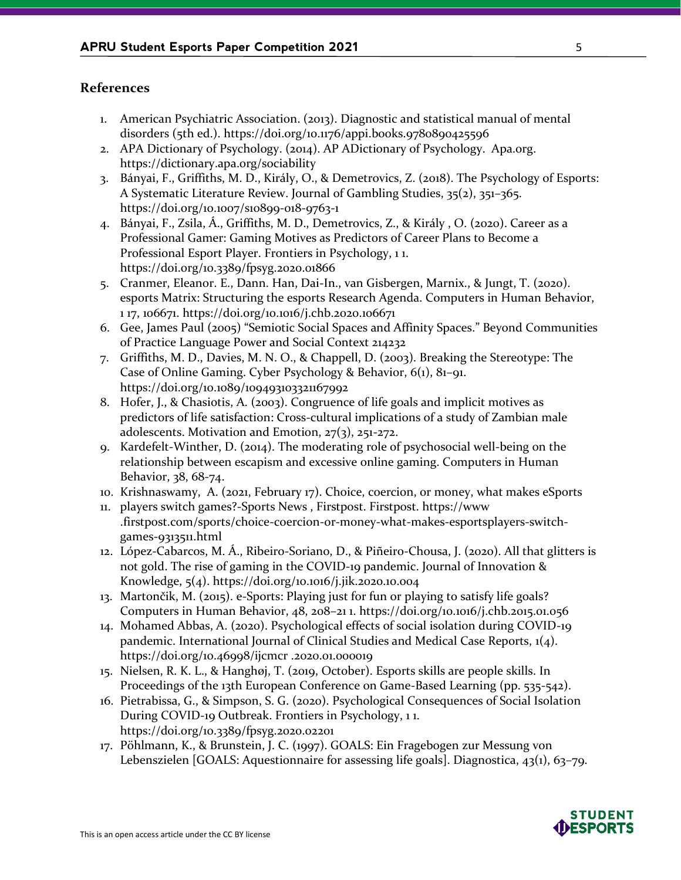## References

1. American Psychiatric Association. (2013). Diagnostic and statistical manual of mental disorders (5th ed.). https://doi.org/10.1176/appi.books.9780890425596
2. APA Dictionary of Psychology. (2014). AP ADictionary of Psychology. Apa.org. https://dictionary.apa.org/sociability
3. Bányai, F., Griffiths, M. D., Király, O., & Demetrovics, Z. (2018). The Psychology of Esports: A Systematic Literature Review. Journal of Gambling Studies, 35(2), 351–365. https://doi.org/10.1007/s10899-018-9763-1
4. Bányai, F., Zsila, Á., Griffiths, M. D., Demetrovics, Z., & Király , O. (2020). Career as a Professional Gamer: Gaming Motives as Predictors of Career Plans to Become a Professional Esport Player. Frontiers in Psychology, 1 1. https://doi.org/10.3389/fpsyg.2020.01866
5. Cranmer, Eleanor. E., Dann. Han, Dai-In., van Gisbergen, Marnix., & Jungt, T. (2020). esports Matrix: Structuring the esports Research Agenda. Computers in Human Behavior, 1 17, 106671. https://doi.org/10.1016/j.chb.2020.106671
6. Gee, James Paul (2005) "Semiotic Social Spaces and Affinity Spaces." Beyond Communities of Practice Language Power and Social Context 214232
7. Griffiths, M. D., Davies, M. N. O., & Chappell, D. (2003). Breaking the Stereotype: The Case of Online Gaming. Cyber Psychology & Behavior, 6(1), 81–91. https://doi.org/10.1089/109493103321167992
8. Hofer, J., & Chasiotis, A. (2003). Congruence of life goals and implicit motives as predictors of life satisfaction: Cross-cultural implications of a study of Zambian male adolescents. Motivation and Emotion, 27(3), 251-272.
9. Kardefelt-Winther, D. (2014). The moderating role of psychosocial well-being on the relationship between escapism and excessive online gaming. Computers in Human Behavior, 38, 68-74.
10. Krishnaswamy, A. (2021, February 17). Choice, coercion, or money, what makes eSports
11. players switch games?-Sports News , Firstpost. Firstpost. https://www .firstpost.com/sports/choice-coercion-or-money-what-makes-esportsplayers-switch-games-9313511.html
12. López-Cabarcos, M. Á., Ribeiro-Soriano, D., & Piñeiro-Chousa, J. (2020). All that glitters is not gold. The rise of gaming in the COVID-19 pandemic. Journal of Innovation & Knowledge, 5(4). https://doi.org/10.1016/j.jik.2020.10.004
13. Martončik, M. (2015). e-Sports: Playing just for fun or playing to satisfy life goals? Computers in Human Behavior, 48, 208–21 1. https://doi.org/10.1016/j.chb.2015.01.056
14. Mohamed Abbas, A. (2020). Psychological effects of social isolation during COVID-19 pandemic. International Journal of Clinical Studies and Medical Case Reports, 1(4). https://doi.org/10.46998/ijcmcr .2020.01.000019
15. Nielsen, R. K. L., & Hanghøj, T. (2019, October). Esports skills are people skills. In Proceedings of the 13th European Conference on Game-Based Learning (pp. 535-542).
16. Pietrabissa, G., & Simpson, S. G. (2020). Psychological Consequences of Social Isolation During COVID-19 Outbreak. Frontiers in Psychology, 1 1. https://doi.org/10.3389/fpsyg.2020.02201
17. Pöhlmann, K., & Brunstein, J. C. (1997). GOALS: Ein Fragebogen zur Messung von Lebenszielen [GOALS: Aquestionnaire for assessing life goals]. Diagnostica, 43(1), 63–79.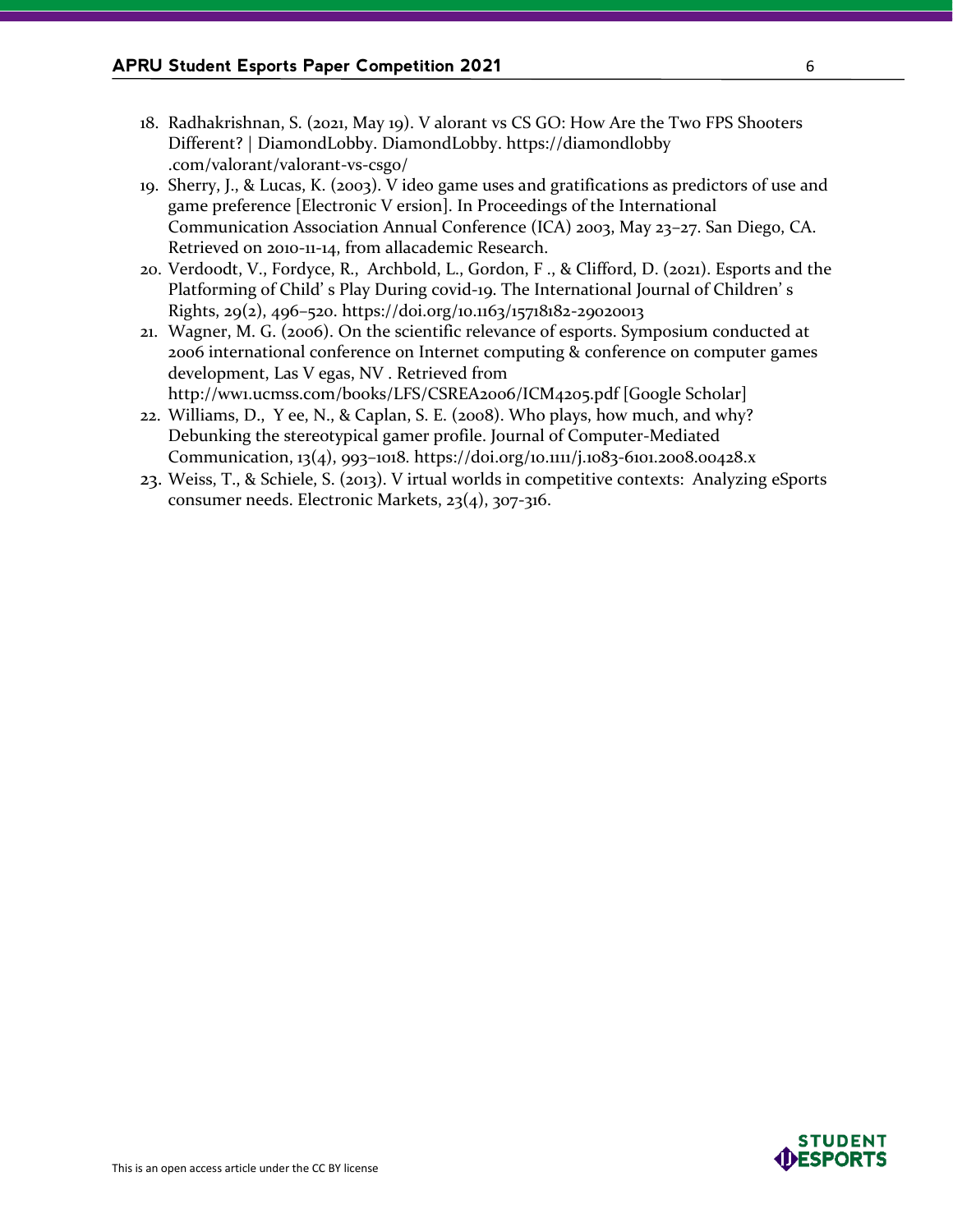18. Radhakrishnan, S. (2021, May 19). V alorant vs CS GO: How Are the Two FPS Shooters Different? | DiamondLobby. DiamondLobby. https://diamondlobby .com/valorant/valorant-vs-csgo/
19. Sherry, J., & Lucas, K. (2003). V ideo game uses and gratifications as predictors of use and game preference [Electronic V ersion]. In Proceedings of the International Communication Association Annual Conference (ICA) 2003, May 23–27. San Diego, CA. Retrieved on 2010-11-14, from allacademic Research.
20. Verdoodt, V., Fordyce, R., Archbold, L., Gordon, F ., & Clifford, D. (2021). Esports and the Platforming of Child' s Play During covid-19. The International Journal of Children' s Rights, 29(2), 496–520. https://doi.org/10.1163/15718182-29020013
21. Wagner, M. G. (2006). On the scientific relevance of esports. Symposium conducted at 2006 international conference on Internet computing & conference on computer games development, Las V egas, NV . Retrieved from http://ww1.ucmss.com/books/LFS/CSREA2006/ICM4205.pdf [Google Scholar]
22. Williams, D., Y ee, N., & Caplan, S. E. (2008). Who plays, how much, and why? Debunking the stereotypical gamer profile. Journal of Computer-Mediated Communication, 13(4), 993–1018. https://doi.org/10.1111/j.1083-6101.2008.00428.x
23. Weiss, T., & Schiele, S. (2013). V irtual worlds in competitive contexts: Analyzing eSports consumer needs. Electronic Markets, 23(4), 307-316.